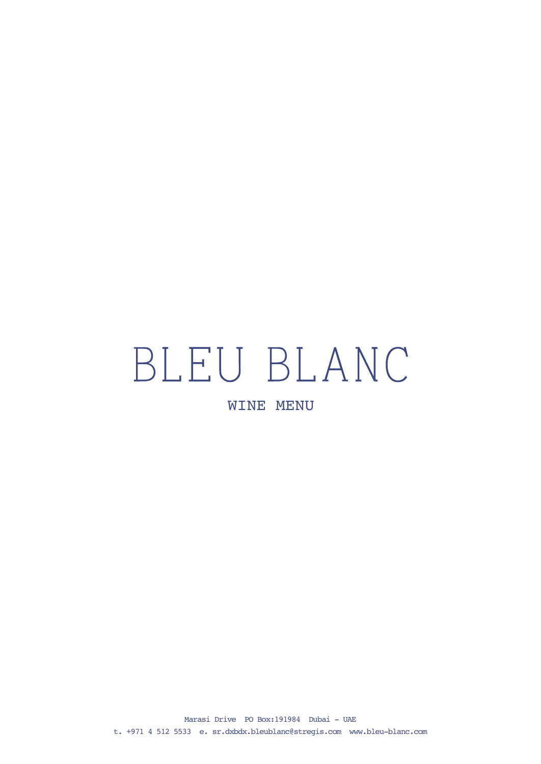# BLEU BLANC

## WINE MENU

Marasi Drive PO Box:191984 Dubai - UAE

t. +971 4 512 5533 e. sr.dxbdx.bleublanc@stregis.com www.bleu-blanc.com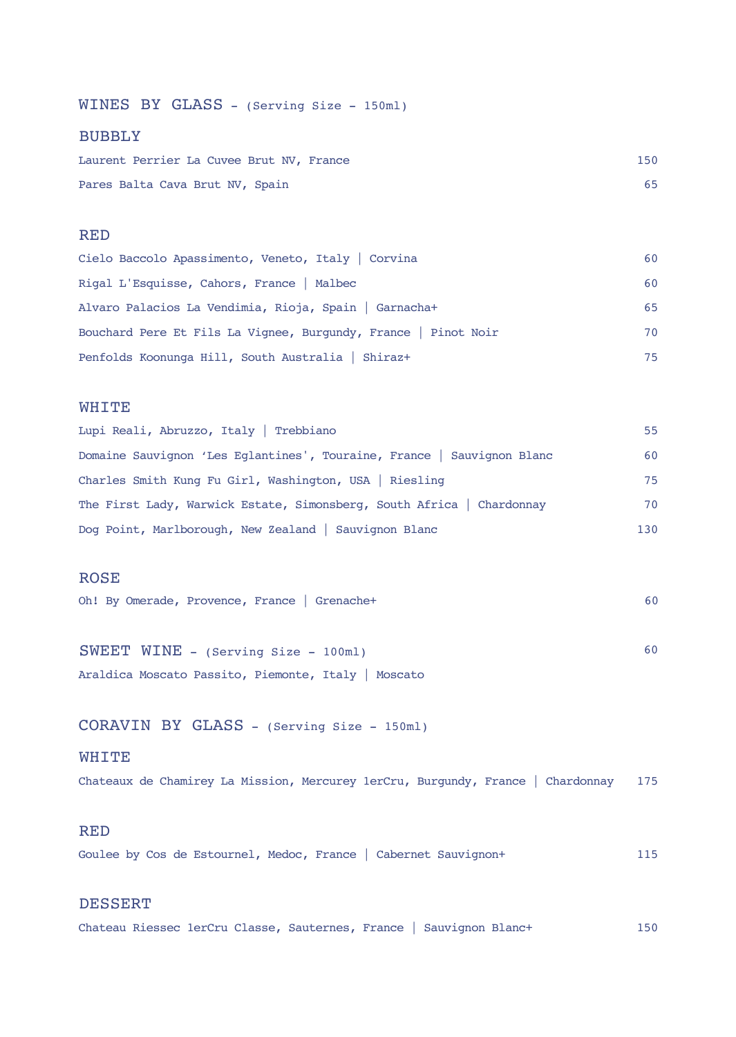## WINES BY GLASS - (Serving Size - 150ml)

### BUBBLY

| | |
|---|---|
| Laurent Perrier La Cuvee Brut NV, France | 150 |
| Pares Balta Cava Brut NV, Spain | 65 |

### RED

| | |
|---|---|
| Cielo Baccolo Apassimento, Veneto, Italy │ Corvina | 60 |
| Rigal L'Esquisse, Cahors, France │ Malbec | 60 |
| Alvaro Palacios La Vendimia, Rioja, Spain │ Garnacha+ | 65 |
| Bouchard Pere Et Fils La Vignee, Burgundy, France │ Pinot Noir | 70 |
| Penfolds Koonunga Hill, South Australia │ Shiraz+ | 75 |

### WHITE

| | |
|---|---|
| Lupi Reali, Abruzzo, Italy │ Trebbiano | 55 |
| Domaine Sauvignon 'Les Eglantines', Touraine, France │ Sauvignon Blanc | 60 |
| Charles Smith Kung Fu Girl, Washington, USA │ Riesling | 75 |
| The First Lady, Warwick Estate, Simonsberg, South Africa │ Chardonnay | 70 |
| Dog Point, Marlborough, New Zealand │ Sauvignon Blanc | 130 |

### ROSE

| | |
|---|---|
| Oh! By Omerade, Provence, France │ Grenache+ | 60 |

### SWEET WINE - (Serving Size - 100ml)

| | |
|---|---|
| Araldica Moscato Passito, Piemonte, Italy │ Moscato | 60 |

## CORAVIN BY GLASS - (Serving Size - 150ml)

### WHITE

| | |
|---|---|
| Chateaux de Chamirey La Mission, Mercurey 1erCru, Burgundy, France │ Chardonnay | 175 |

### RED

| | |
|---|---|
| Goulee by Cos de Estournel, Medoc, France │ Cabernet Sauvignon+ | 115 |

### DESSERT

| | |
|---|---|
| Chateau Riessec 1erCru Classe, Sauternes, France │ Sauvignon Blanc+ | 150 |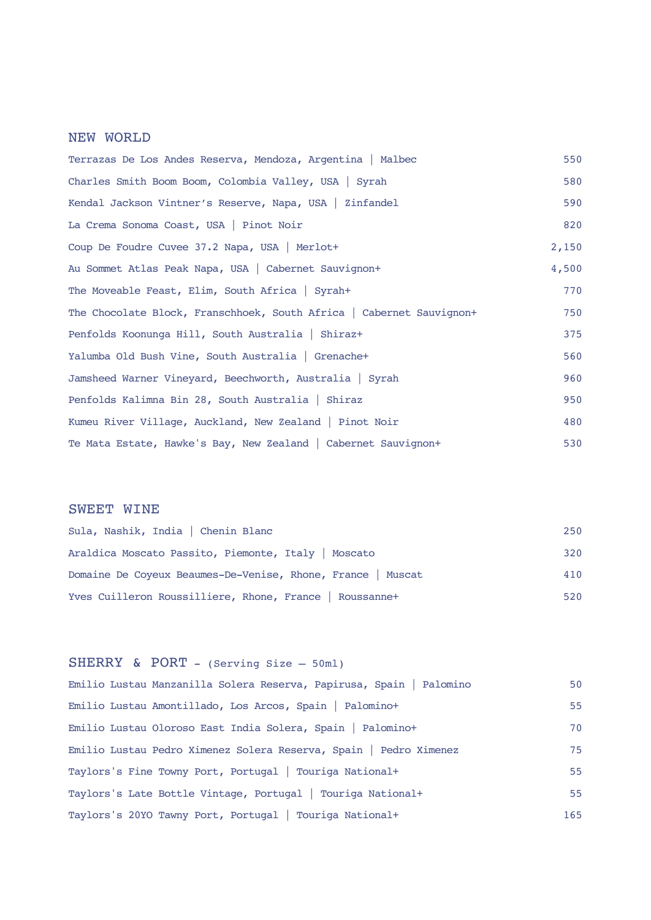## NEW WORLD

| | |
|---|---|
| Terrazas De Los Andes Reserva, Mendoza, Argentina │ Malbec | 550 |
| Charles Smith Boom Boom, Colombia Valley, USA │ Syrah | 580 |
| Kendal Jackson Vintner’s Reserve, Napa, USA │ Zinfandel | 590 |
| La Crema Sonoma Coast, USA │ Pinot Noir | 820 |
| Coup De Foudre Cuvee 37.2 Napa, USA │ Merlot+ | 2,150 |
| Au Sommet Atlas Peak Napa, USA │ Cabernet Sauvignon+ | 4,500 |
| The Moveable Feast, Elim, South Africa │ Syrah+ | 770 |
| The Chocolate Block, Franschhoek, South Africa │ Cabernet Sauvignon+ | 750 |
| Penfolds Koonunga Hill, South Australia │ Shiraz+ | 375 |
| Yalumba Old Bush Vine, South Australia │ Grenache+ | 560 |
| Jamsheed Warner Vineyard, Beechworth, Australia │ Syrah | 960 |
| Penfolds Kalimna Bin 28, South Australia │ Shiraz | 950 |
| Kumeu River Village, Auckland, New Zealand │ Pinot Noir | 480 |
| Te Mata Estate, Hawke's Bay, New Zealand │ Cabernet Sauvignon+ | 530 |

## SWEET WINE

| | |
|---|---|
| Sula, Nashik, India │ Chenin Blanc | 250 |
| Araldica Moscato Passito, Piemonte, Italy │ Moscato | 320 |
| Domaine De Coyeux Beaumes-De-Venise, Rhone, France │ Muscat | 410 |
| Yves Cuilleron Roussilliere, Rhone, France │ Roussanne+ | 520 |

## SHERRY & PORT - (Serving Size – 50ml)

| | |
|---|---|
| Emilio Lustau Manzanilla Solera Reserva, Papirusa, Spain │ Palomino | 50 |
| Emilio Lustau Amontillado, Los Arcos, Spain │ Palomino+ | 55 |
| Emilio Lustau Oloroso East India Solera, Spain │ Palomino+ | 70 |
| Emilio Lustau Pedro Ximenez Solera Reserva, Spain │ Pedro Ximenez | 75 |
| Taylors's Fine Towny Port, Portugal │ Touriga National+ | 55 |
| Taylors's Late Bottle Vintage, Portugal │ Touriga National+ | 55 |
| Taylors's 20YO Tawny Port, Portugal │ Touriga National+ | 165 |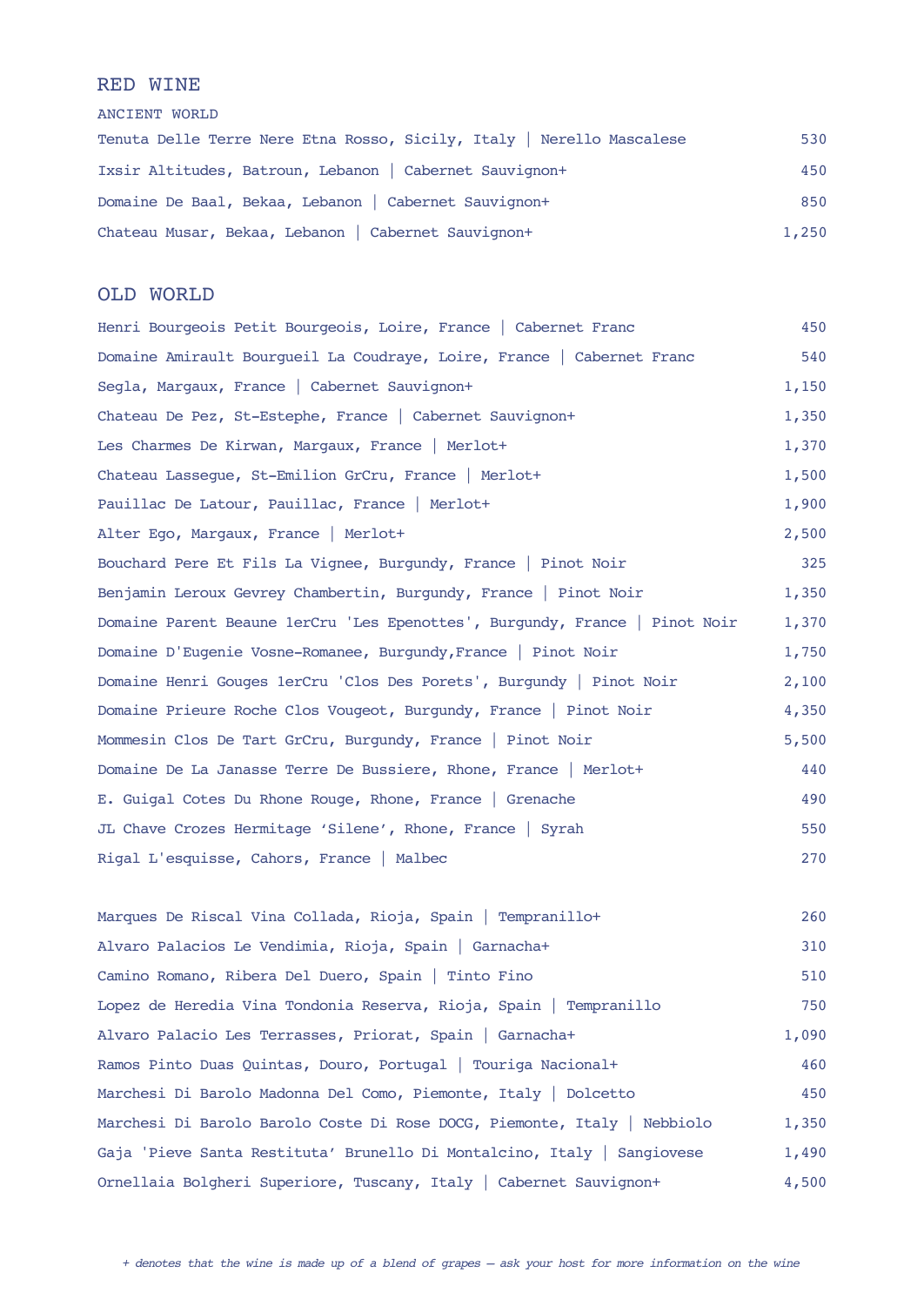# RED WINE

## ANCIENT WORLD

| Wine | Price |
|---|---|
| Tenuta Delle Terre Nere Etna Rosso, Sicily, Italy │ Nerello Mascalese | 530 |
| Ixsir Altitudes, Batroun, Lebanon │ Cabernet Sauvignon+ | 450 |
| Domaine De Baal, Bekaa, Lebanon │ Cabernet Sauvignon+ | 850 |
| Chateau Musar, Bekaa, Lebanon │ Cabernet Sauvignon+ | 1,250 |

## OLD WORLD

| Wine | Price |
|---|---|
| Henri Bourgeois Petit Bourgeois, Loire, France │ Cabernet Franc | 450 |
| Domaine Amirault Bourgueil La Coudraye, Loire, France │ Cabernet Franc | 540 |
| Segla, Margaux, France │ Cabernet Sauvignon+ | 1,150 |
| Chateau De Pez, St-Estephe, France │ Cabernet Sauvignon+ | 1,350 |
| Les Charmes De Kirwan, Margaux, France │ Merlot+ | 1,370 |
| Chateau Lassegue, St-Emilion GrCru, France │ Merlot+ | 1,500 |
| Pauillac De Latour, Pauillac, France │ Merlot+ | 1,900 |
| Alter Ego, Margaux, France │ Merlot+ | 2,500 |
| Bouchard Pere Et Fils La Vignee, Burgundy, France │ Pinot Noir | 325 |
| Benjamin Leroux Gevrey Chambertin, Burgundy, France │ Pinot Noir | 1,350 |
| Domaine Parent Beaune 1erCru 'Les Epenottes', Burgundy, France │ Pinot Noir | 1,370 |
| Domaine D'Eugenie Vosne-Romanee, Burgundy,France │ Pinot Noir | 1,750 |
| Domaine Henri Gouges 1erCru 'Clos Des Porets', Burgundy │ Pinot Noir | 2,100 |
| Domaine Prieure Roche Clos Vougeot, Burgundy, France │ Pinot Noir | 4,350 |
| Mommesin Clos De Tart GrCru, Burgundy, France │ Pinot Noir | 5,500 |
| Domaine De La Janasse Terre De Bussiere, Rhone, France │ Merlot+ | 440 |
| E. Guigal Cotes Du Rhone Rouge, Rhone, France │ Grenache | 490 |
| JL Chave Crozes Hermitage 'Silene', Rhone, France │ Syrah | 550 |
| Rigal L'esquisse, Cahors, France │ Malbec | 270 |
| Marques De Riscal Vina Collada, Rioja, Spain │ Tempranillo+ | 260 |
| Alvaro Palacios Le Vendimia, Rioja, Spain │ Garnacha+ | 310 |
| Camino Romano, Ribera Del Duero, Spain │ Tinto Fino | 510 |
| Lopez de Heredia Vina Tondonia Reserva, Rioja, Spain │ Tempranillo | 750 |
| Alvaro Palacio Les Terrasses, Priorat, Spain │ Garnacha+ | 1,090 |
| Ramos Pinto Duas Quintas, Douro, Portugal │ Touriga Nacional+ | 460 |
| Marchesi Di Barolo Madonna Del Como, Piemonte, Italy │ Dolcetto | 450 |
| Marchesi Di Barolo Barolo Coste Di Rose DOCG, Piemonte, Italy │ Nebbiolo | 1,350 |
| Gaja 'Pieve Santa Restituta' Brunello Di Montalcino, Italy │ Sangiovese | 1,490 |
| Ornellaia Bolgheri Superiore, Tuscany, Italy │ Cabernet Sauvignon+ | 4,500 |

*+ denotes that the wine is made up of a blend of grapes – ask your host for more information on the wine*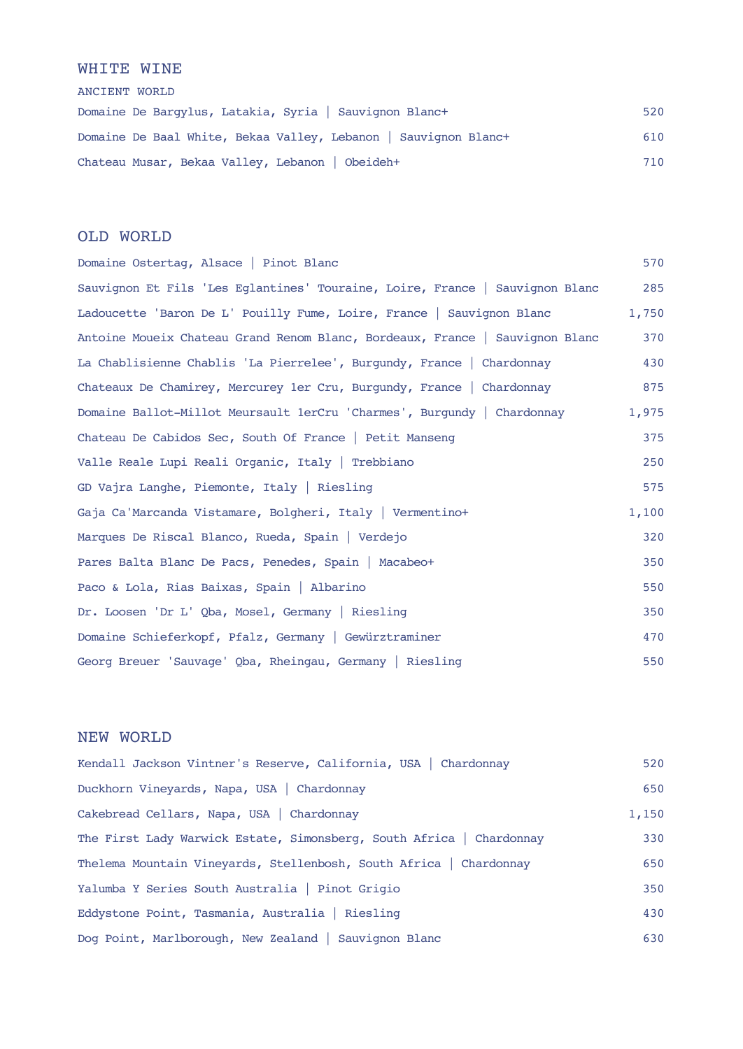# WHITE WINE

## ANCIENT WORLD

| | |
|---|---|
| Domaine De Bargylus, Latakia, Syria \| Sauvignon Blanc+ | 520 |
| Domaine De Baal White, Bekaa Valley, Lebanon \| Sauvignon Blanc+ | 610 |
| Chateau Musar, Bekaa Valley, Lebanon \| Obeideh+ | 710 |

## OLD WORLD

| | |
|---|---|
| Domaine Ostertag, Alsace \| Pinot Blanc | 570 |
| Sauvignon Et Fils 'Les Eglantines' Touraine, Loire, France \| Sauvignon Blanc | 285 |
| Ladoucette 'Baron De L' Pouilly Fume, Loire, France \| Sauvignon Blanc | 1,750 |
| Antoine Moueix Chateau Grand Renom Blanc, Bordeaux, France \| Sauvignon Blanc | 370 |
| La Chablisienne Chablis 'La Pierrelee', Burgundy, France \| Chardonnay | 430 |
| Chateaux De Chamirey, Mercurey 1er Cru, Burgundy, France \| Chardonnay | 875 |
| Domaine Ballot-Millot Meursault 1erCru 'Charmes', Burgundy \| Chardonnay | 1,975 |
| Chateau De Cabidos Sec, South Of France \| Petit Manseng | 375 |
| Valle Reale Lupi Reali Organic, Italy \| Trebbiano | 250 |
| GD Vajra Langhe, Piemonte, Italy \| Riesling | 575 |
| Gaja Ca'Marcanda Vistamare, Bolgheri, Italy \| Vermentino+ | 1,100 |
| Marques De Riscal Blanco, Rueda, Spain \| Verdejo | 320 |
| Pares Balta Blanc De Pacs, Penedes, Spain \| Macabeo+ | 350 |
| Paco & Lola, Rias Baixas, Spain \| Albarino | 550 |
| Dr. Loosen 'Dr L' Qba, Mosel, Germany \| Riesling | 350 |
| Domaine Schieferkopf, Pfalz, Germany \| Gewürztraminer | 470 |
| Georg Breuer 'Sauvage' Qba, Rheingau, Germany \| Riesling | 550 |

## NEW WORLD

| | |
|---|---|
| Kendall Jackson Vintner's Reserve, California, USA \| Chardonnay | 520 |
| Duckhorn Vineyards, Napa, USA \| Chardonnay | 650 |
| Cakebread Cellars, Napa, USA \| Chardonnay | 1,150 |
| The First Lady Warwick Estate, Simonsberg, South Africa \| Chardonnay | 330 |
| Thelema Mountain Vineyards, Stellenbosh, South Africa \| Chardonnay | 650 |
| Yalumba Y Series South Australia \| Pinot Grigio | 350 |
| Eddystone Point, Tasmania, Australia \| Riesling | 430 |
| Dog Point, Marlborough, New Zealand \| Sauvignon Blanc | 630 |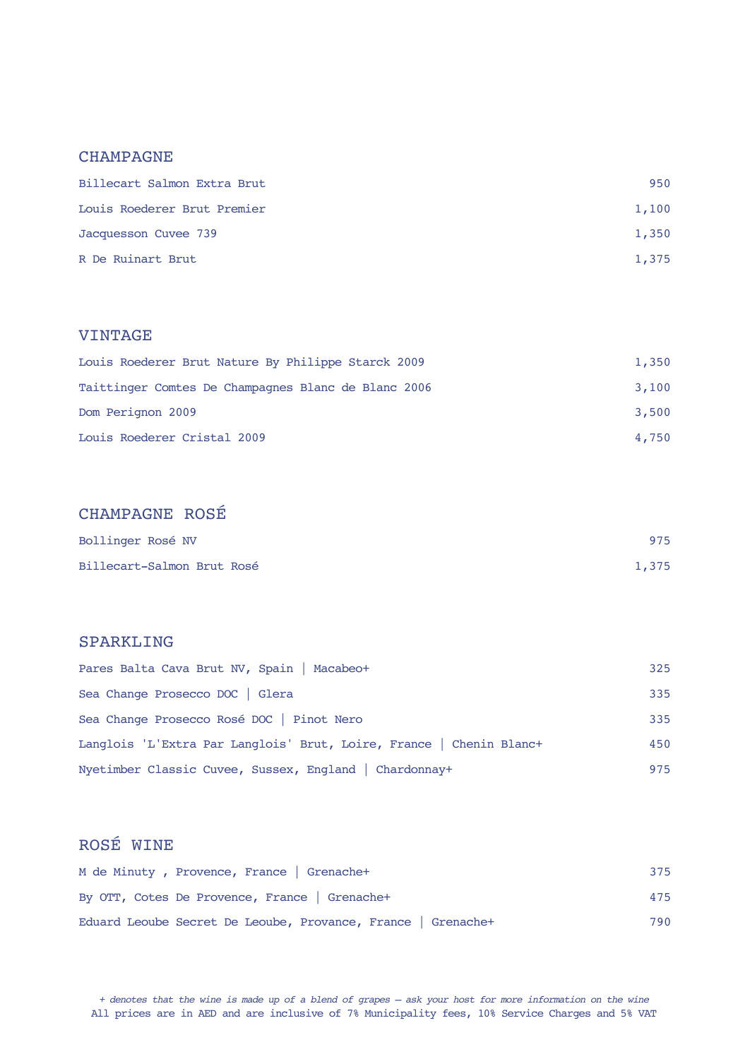## CHAMPAGNE

| | |
|---|---|
| Billecart Salmon Extra Brut | 950 |
| Louis Roederer Brut Premier | 1,100 |
| Jacquesson Cuvee 739 | 1,350 |
| R De Ruinart Brut | 1,375 |

## VINTAGE

| | |
|---|---|
| Louis Roederer Brut Nature By Philippe Starck 2009 | 1,350 |
| Taittinger Comtes De Champagnes Blanc de Blanc 2006 | 3,100 |
| Dom Perignon 2009 | 3,500 |
| Louis Roederer Cristal 2009 | 4,750 |

## CHAMPAGNE ROSÉ

| | |
|---|---|
| Bollinger Rosé NV | 975 |
| Billecart-Salmon Brut Rosé | 1,375 |

## SPARKLING

| | |
|---|---|
| Pares Balta Cava Brut NV, Spain │ Macabeo+ | 325 |
| Sea Change Prosecco DOC │ Glera | 335 |
| Sea Change Prosecco Rosé DOC │ Pinot Nero | 335 |
| Langlois 'L'Extra Par Langlois' Brut, Loire, France │ Chenin Blanc+ | 450 |
| Nyetimber Classic Cuvee, Sussex, England │ Chardonnay+ | 975 |

## ROSÉ WINE

| | |
|---|---|
| M de Minuty , Provence, France │ Grenache+ | 375 |
| By OTT, Cotes De Provence, France │ Grenache+ | 475 |
| Eduard Leoube Secret De Leoube, Provance, France │ Grenache+ | 790 |

*+ denotes that the wine is made up of a blend of grapes – ask your host for more information on the wine*

All prices are in AED and are inclusive of 7% Municipality fees, 10% Service Charges and 5% VAT